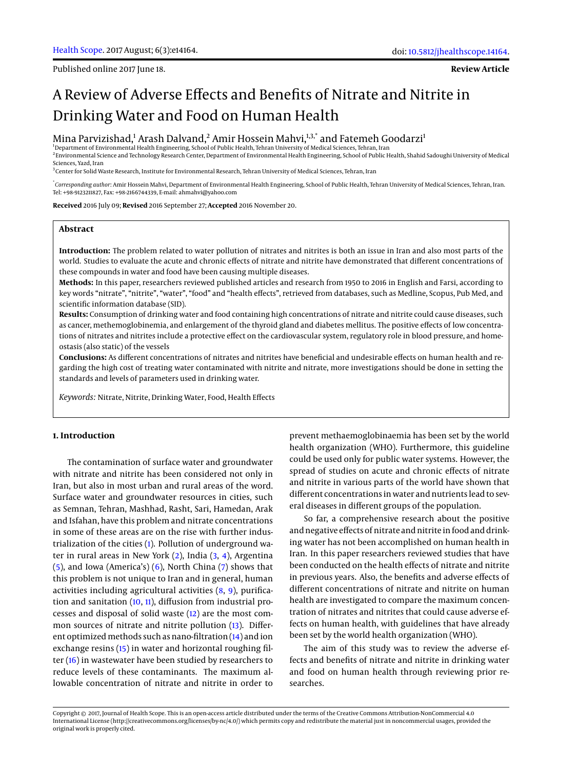Published online 2017 June 18.

**Review Article**

# A Review of Adverse Effects and Benefits of Nitrate and Nitrite in Drinking Water and Food on Human Health

Mina Parvizishad,[1] Arash Dalvand,[2] Amir Hossein Mahvi,[1,3,*] and Fatemeh Goodarzi[1]

[1]Department of Environmental Health Engineering, School of Public Health, Tehran University of Medical Sciences, Tehran, Iran
[2]Environmental Science and Technology Research Center, Department of Environmental Health Engineering, School of Public Health, Shahid Sadoughi University of Medical Sciences, Yazd, Iran
[3]Center for Solid Waste Research, Institute for Environmental Research, Tehran University of Medical Sciences, Tehran, Iran

[*]*Corresponding author*: Amir Hossein Mahvi, Department of Environmental Health Engineering, School of Public Health, Tehran University of Medical Sciences, Tehran, Iran. Tel: +98-9123211827, Fax: +98-2166744339, E-mail: ahmahvi@yahoo.com

**Received** 2016 July 09; **Revised** 2016 September 27; **Accepted** 2016 November 20.

## Abstract

**Introduction:** The problem related to water pollution of nitrates and nitrites is both an issue in Iran and also most parts of the world. Studies to evaluate the acute and chronic effects of nitrate and nitrite have demonstrated that different concentrations of these compounds in water and food have been causing multiple diseases.

**Methods:** In this paper, researchers reviewed published articles and research from 1950 to 2016 in English and Farsi, according to key words "nitrate", "nitrite", "water", "food" and "health effects", retrieved from databases, such as Medline, Scopus, Pub Med, and scientific information database (SID).

**Results:** Consumption of drinking water and food containing high concentrations of nitrate and nitrite could cause diseases, such as cancer, methemoglobinemia, and enlargement of the thyroid gland and diabetes mellitus. The positive effects of low concentrations of nitrates and nitrites include a protective effect on the cardiovascular system, regulatory role in blood pressure, and homeostasis (also static) of the vessels

**Conclusions:** As different concentrations of nitrates and nitrites have beneficial and undesirable effects on human health and regarding the high cost of treating water contaminated with nitrite and nitrate, more investigations should be done in setting the standards and levels of parameters used in drinking water.

*Keywords:* Nitrate, Nitrite, Drinking Water, Food, Health Effects

## 1. Introduction

The contamination of surface water and groundwater with nitrate and nitrite has been considered not only in Iran, but also in most urban and rural areas of the word. Surface water and groundwater resources in cities, such as Semnan, Tehran, Mashhad, Rasht, Sari, Hamedan, Arak and Isfahan, have this problem and nitrate concentrations in some of these areas are on the rise with further industrialization of the cities (1). Pollution of underground water in rural areas in New York (2), India (3, 4), Argentina (5), and Iowa (America's) (6), North China (7) shows that this problem is not unique to Iran and in general, human activities including agricultural activities (8, 9), purification and sanitation (10, 11), diffusion from industrial processes and disposal of solid waste (12) are the most common sources of nitrate and nitrite pollution (13). Different optimized methods such as nano-filtration (14) and ion exchange resins (15) in water and horizontal roughing filter (16) in wastewater have been studied by researchers to reduce levels of these contaminants. The maximum allowable concentration of nitrate and nitrite in order to prevent methaemoglobinaemia has been set by the world health organization (WHO). Furthermore, this guideline could be used only for public water systems. However, the spread of studies on acute and chronic effects of nitrate and nitrite in various parts of the world have shown that different concentrations in water and nutrients lead to several diseases in different groups of the population.

So far, a comprehensive research about the positive and negative effects of nitrate and nitrite in food and drinking water has not been accomplished on human health in Iran. In this paper researchers reviewed studies that have been conducted on the health effects of nitrate and nitrite in previous years. Also, the benefits and adverse effects of different concentrations of nitrate and nitrite on human health are investigated to compare the maximum concentration of nitrates and nitrites that could cause adverse effects on human health, with guidelines that have already been set by the world health organization (WHO).

The aim of this study was to review the adverse effects and benefits of nitrate and nitrite in drinking water and food on human health through reviewing prior researches.

Copyright © 2017, Journal of Health Scope. This is an open-access article distributed under the terms of the Creative Commons Attribution-NonCommercial 4.0 International License (http://creativecommons.org/licenses/by-nc/4.0/) which permits copy and redistribute the material just in noncommercial usages, provided the original work is properly cited.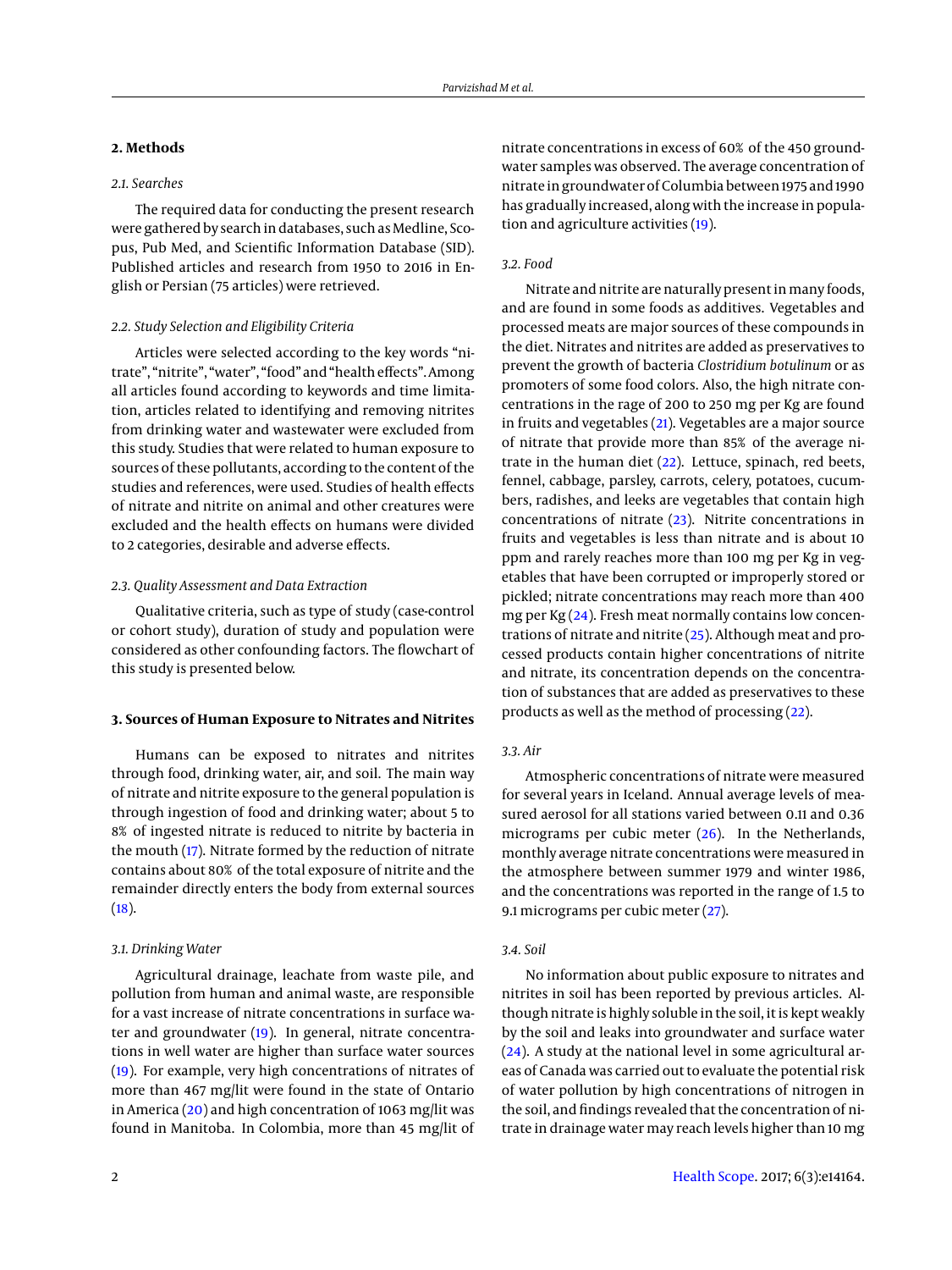## 2. Methods

### 2.1. Searches

The required data for conducting the present research were gathered by search in databases, such as Medline, Scopus, Pub Med, and Scientific Information Database (SID). Published articles and research from 1950 to 2016 in English or Persian (75 articles) were retrieved.

### 2.2. Study Selection and Eligibility Criteria

Articles were selected according to the key words "nitrate", "nitrite", "water", "food" and "health effects". Among all articles found according to keywords and time limitation, articles related to identifying and removing nitrites from drinking water and wastewater were excluded from this study. Studies that were related to human exposure to sources of these pollutants, according to the content of the studies and references, were used. Studies of health effects of nitrate and nitrite on animal and other creatures were excluded and the health effects on humans were divided to 2 categories, desirable and adverse effects.

### 2.3. Quality Assessment and Data Extraction

Qualitative criteria, such as type of study (case-control or cohort study), duration of study and population were considered as other confounding factors. The flowchart of this study is presented below.

## 3. Sources of Human Exposure to Nitrates and Nitrites

Humans can be exposed to nitrates and nitrites through food, drinking water, air, and soil. The main way of nitrate and nitrite exposure to the general population is through ingestion of food and drinking water; about 5 to 8% of ingested nitrate is reduced to nitrite by bacteria in the mouth (17). Nitrate formed by the reduction of nitrate contains about 80% of the total exposure of nitrite and the remainder directly enters the body from external sources (18).

### 3.1. Drinking Water

Agricultural drainage, leachate from waste pile, and pollution from human and animal waste, are responsible for a vast increase of nitrate concentrations in surface water and groundwater (19). In general, nitrate concentrations in well water are higher than surface water sources (19). For example, very high concentrations of nitrates of more than 467 mg/lit were found in the state of Ontario in America (20) and high concentration of 1063 mg/lit was found in Manitoba. In Colombia, more than 45 mg/lit of nitrate concentrations in excess of 60% of the 450 groundwater samples was observed. The average concentration of nitrate in groundwater of Columbia between 1975 and 1990 has gradually increased, along with the increase in population and agriculture activities (19).

### 3.2. Food

Nitrate and nitrite are naturally present in many foods, and are found in some foods as additives. Vegetables and processed meats are major sources of these compounds in the diet. Nitrates and nitrites are added as preservatives to prevent the growth of bacteria *Clostridium botulinum* or as promoters of some food colors. Also, the high nitrate concentrations in the rage of 200 to 250 mg per Kg are found in fruits and vegetables (21). Vegetables are a major source of nitrate that provide more than 85% of the average nitrate in the human diet (22). Lettuce, spinach, red beets, fennel, cabbage, parsley, carrots, celery, potatoes, cucumbers, radishes, and leeks are vegetables that contain high concentrations of nitrate (23). Nitrite concentrations in fruits and vegetables is less than nitrate and is about 10 ppm and rarely reaches more than 100 mg per Kg in vegetables that have been corrupted or improperly stored or pickled; nitrate concentrations may reach more than 400 mg per Kg (24). Fresh meat normally contains low concentrations of nitrate and nitrite (25). Although meat and processed products contain higher concentrations of nitrite and nitrate, its concentration depends on the concentration of substances that are added as preservatives to these products as well as the method of processing (22).

### 3.3. Air

Atmospheric concentrations of nitrate were measured for several years in Iceland. Annual average levels of measured aerosol for all stations varied between 0.11 and 0.36 micrograms per cubic meter (26). In the Netherlands, monthly average nitrate concentrations were measured in the atmosphere between summer 1979 and winter 1986, and the concentrations was reported in the range of 1.5 to 9.1 micrograms per cubic meter (27).

### 3.4. Soil

No information about public exposure to nitrates and nitrites in soil has been reported by previous articles. Although nitrate is highly soluble in the soil, it is kept weakly by the soil and leaks into groundwater and surface water (24). A study at the national level in some agricultural areas of Canada was carried out to evaluate the potential risk of water pollution by high concentrations of nitrogen in the soil, and findings revealed that the concentration of nitrate in drainage water may reach levels higher than 10 mg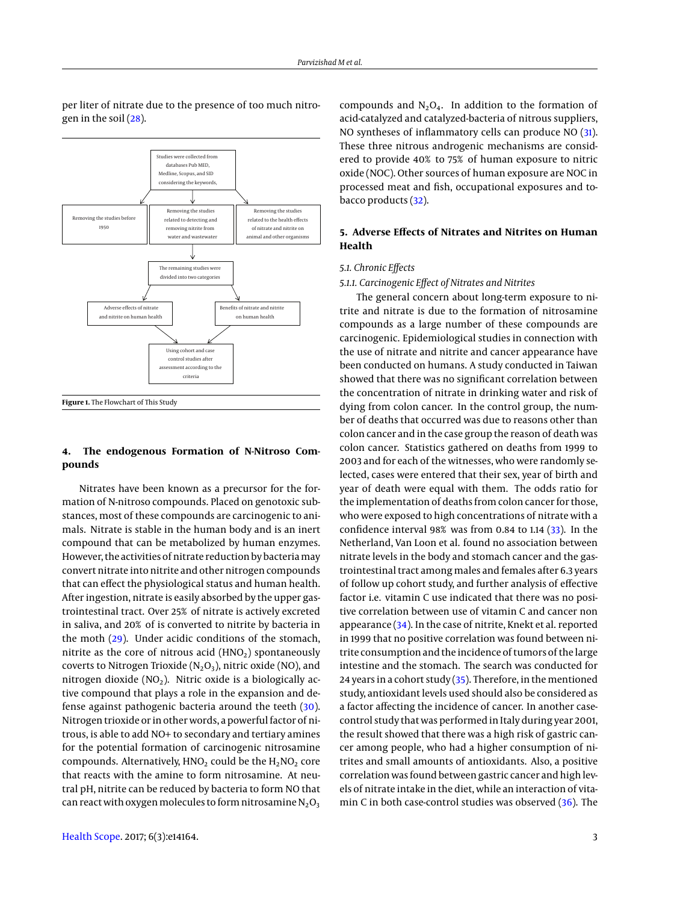per liter of nitrate due to the presence of too much nitrogen in the soil (28).

Studies were collected from databases Pub MED, Medline, Scopus, and SID considering the keywords,

Removing the studies before 1950

Removing the studies related to detecting and removing nitrite from water and wastewater

Removing the studies related to the health effects of nitrate and nitrite on animal and other organisms

The remaining studies were divided into two categories

Adverse effects of nitrate and nitrite on human health

Benefits of nitrate and nitrite on human health

Using cohort and case control studies after assessment according to the criteria

**Figure 1.** The Flowchart of This Study

## 4. The endogenous Formation of N-Nitroso Compounds

Nitrates have been known as a precursor for the formation of N-nitroso compounds. Placed on genotoxic substances, most of these compounds are carcinogenic to animals. Nitrate is stable in the human body and is an inert compound that can be metabolized by human enzymes. However, the activities of nitrate reduction by bacteria may convert nitrate into nitrite and other nitrogen compounds that can effect the physiological status and human health. After ingestion, nitrate is easily absorbed by the upper gastrointestinal tract. Over 25% of nitrate is actively excreted in saliva, and 20% of is converted to nitrite by bacteria in the moth (29). Under acidic conditions of the stomach, nitrite as the core of nitrous acid ($HNO_2$) spontaneously coverts to Nitrogen Trioxide ($N_2O_3$), nitric oxide (NO), and nitrogen dioxide ($NO_2$). Nitric oxide is a biologically active compound that plays a role in the expansion and defense against pathogenic bacteria around the teeth (30). Nitrogen trioxide or in other words, a powerful factor of nitrous, is able to add NO+ to secondary and tertiary amines for the potential formation of carcinogenic nitrosamine compounds. Alternatively, $HNO_2$ could be the $H_2NO_2$ core that reacts with the amine to form nitrosamine. At neutral pH, nitrite can be reduced by bacteria to form NO that can react with oxygen molecules to form nitrosamine $N_2O_3$ compounds and $N_2O_4$. In addition to the formation of acid-catalyzed and catalyzed-bacteria of nitrous suppliers, NO syntheses of inflammatory cells can produce NO (31). These three nitrous androgenic mechanisms are considered to provide 40% to 75% of human exposure to nitric oxide (NOC). Other sources of human exposure are NOC in processed meat and fish, occupational exposures and tobacco products (32).

## 5. Adverse Effects of Nitrates and Nitrites on Human Health

### 5.1. Chronic Effects

#### 5.1.1. Carcinogenic Effect of Nitrates and Nitrites

The general concern about long-term exposure to nitrite and nitrate is due to the formation of nitrosamine compounds as a large number of these compounds are carcinogenic. Epidemiological studies in connection with the use of nitrate and nitrite and cancer appearance have been conducted on humans. A study conducted in Taiwan showed that there was no significant correlation between the concentration of nitrate in drinking water and risk of dying from colon cancer. In the control group, the number of deaths that occurred was due to reasons other than colon cancer and in the case group the reason of death was colon cancer. Statistics gathered on deaths from 1999 to 2003 and for each of the witnesses, who were randomly selected, cases were entered that their sex, year of birth and year of death were equal with them. The odds ratio for the implementation of deaths from colon cancer for those, who were exposed to high concentrations of nitrate with a confidence interval 98% was from 0.84 to 1.14 (33). In the Netherland, Van Loon et al. found no association between nitrate levels in the body and stomach cancer and the gastrointestinal tract among males and females after 6.3 years of follow up cohort study, and further analysis of effective factor i.e. vitamin C use indicated that there was no positive correlation between use of vitamin C and cancer non appearance (34). In the case of nitrite, Knekt et al. reported in 1999 that no positive correlation was found between nitrite consumption and the incidence of tumors of the large intestine and the stomach. The search was conducted for 24 years in a cohort study (35). Therefore, in the mentioned study, antioxidant levels used should also be considered as a factor affecting the incidence of cancer. In another case-control study that was performed in Italy during year 2001, the result showed that there was a high risk of gastric cancer among people, who had a higher consumption of nitrites and small amounts of antioxidants. Also, a positive correlation was found between gastric cancer and high levels of nitrate intake in the diet, while an interaction of vitamin C in both case-control studies was observed (36). The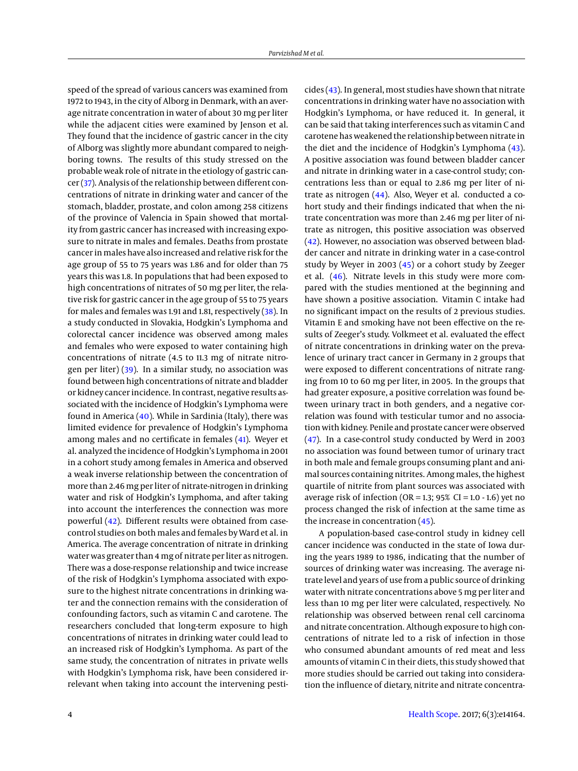speed of the spread of various cancers was examined from 1972 to 1943, in the city of Alborg in Denmark, with an average nitrate concentration in water of about 30 mg per liter while the adjacent cities were examined by Jenson et al. They found that the incidence of gastric cancer in the city of Alborg was slightly more abundant compared to neighboring towns. The results of this study stressed on the probable weak role of nitrate in the etiology of gastric cancer (37). Analysis of the relationship between different concentrations of nitrate in drinking water and cancer of the stomach, bladder, prostate, and colon among 258 citizens of the province of Valencia in Spain showed that mortality from gastric cancer has increased with increasing exposure to nitrate in males and females. Deaths from prostate cancer in males have also increased and relative risk for the age group of 55 to 75 years was 1.86 and for older than 75 years this was 1.8. In populations that had been exposed to high concentrations of nitrates of 50 mg per liter, the relative risk for gastric cancer in the age group of 55 to 75 years for males and females was 1.91 and 1.81, respectively (38). In a study conducted in Slovakia, Hodgkin's Lymphoma and colorectal cancer incidence was observed among males and females who were exposed to water containing high concentrations of nitrate (4.5 to 11.3 mg of nitrate nitrogen per liter) (39). In a similar study, no association was found between high concentrations of nitrate and bladder or kidney cancer incidence. In contrast, negative results associated with the incidence of Hodgkin's Lymphoma were found in America (40). While in Sardinia (Italy), there was limited evidence for prevalence of Hodgkin's Lymphoma among males and no certificate in females (41). Weyer et al. analyzed the incidence of Hodgkin's Lymphoma in 2001 in a cohort study among females in America and observed a weak inverse relationship between the concentration of more than 2.46 mg per liter of nitrate-nitrogen in drinking water and risk of Hodgkin's Lymphoma, and after taking into account the interferences the connection was more powerful (42). Different results were obtained from case-control studies on both males and females by Ward et al. in America. The average concentration of nitrate in drinking water was greater than 4 mg of nitrate per liter as nitrogen. There was a dose-response relationship and twice increase of the risk of Hodgkin's Lymphoma associated with exposure to the highest nitrate concentrations in drinking water and the connection remains with the consideration of confounding factors, such as vitamin C and carotene. The researchers concluded that long-term exposure to high concentrations of nitrates in drinking water could lead to an increased risk of Hodgkin's Lymphoma. As part of the same study, the concentration of nitrates in private wells with Hodgkin's Lymphoma risk, have been considered irrelevant when taking into account the intervening pesticides (43). In general, most studies have shown that nitrate concentrations in drinking water have no association with Hodgkin's Lymphoma, or have reduced it. In general, it can be said that taking interferences such as vitamin C and carotene has weakened the relationship between nitrate in the diet and the incidence of Hodgkin's Lymphoma (43). A positive association was found between bladder cancer and nitrate in drinking water in a case-control study; concentrations less than or equal to 2.86 mg per liter of nitrate as nitrogen (44). Also, Weyer et al. conducted a cohort study and their findings indicated that when the nitrate concentration was more than 2.46 mg per liter of nitrate as nitrogen, this positive association was observed (42). However, no association was observed between bladder cancer and nitrate in drinking water in a case-control study by Weyer in 2003 (45) or a cohort study by Zeeger et al. (46). Nitrate levels in this study were more compared with the studies mentioned at the beginning and have shown a positive association. Vitamin C intake had no significant impact on the results of 2 previous studies. Vitamin E and smoking have not been effective on the results of Zeeger's study. Volkmeet et al. evaluated the effect of nitrate concentrations in drinking water on the prevalence of urinary tract cancer in Germany in 2 groups that were exposed to different concentrations of nitrate ranging from 10 to 60 mg per liter, in 2005. In the groups that had greater exposure, a positive correlation was found between urinary tract in both genders, and a negative correlation was found with testicular tumor and no association with kidney. Penile and prostate cancer were observed (47). In a case-control study conducted by Werd in 2003 no association was found between tumor of urinary tract in both male and female groups consuming plant and animal sources containing nitrites. Among males, the highest quartile of nitrite from plant sources was associated with average risk of infection (OR = 1.3; 95% CI = 1.0 - 1.6) yet no process changed the risk of infection at the same time as the increase in concentration (45).

A population-based case-control study in kidney cell cancer incidence was conducted in the state of Iowa during the years 1989 to 1986, indicating that the number of sources of drinking water was increasing. The average nitrate level and years of use from a public source of drinking water with nitrate concentrations above 5 mg per liter and less than 10 mg per liter were calculated, respectively. No relationship was observed between renal cell carcinoma and nitrate concentration. Although exposure to high concentrations of nitrate led to a risk of infection in those who consumed abundant amounts of red meat and less amounts of vitamin C in their diets, this study showed that more studies should be carried out taking into consideration the influence of dietary, nitrite and nitrate concentra-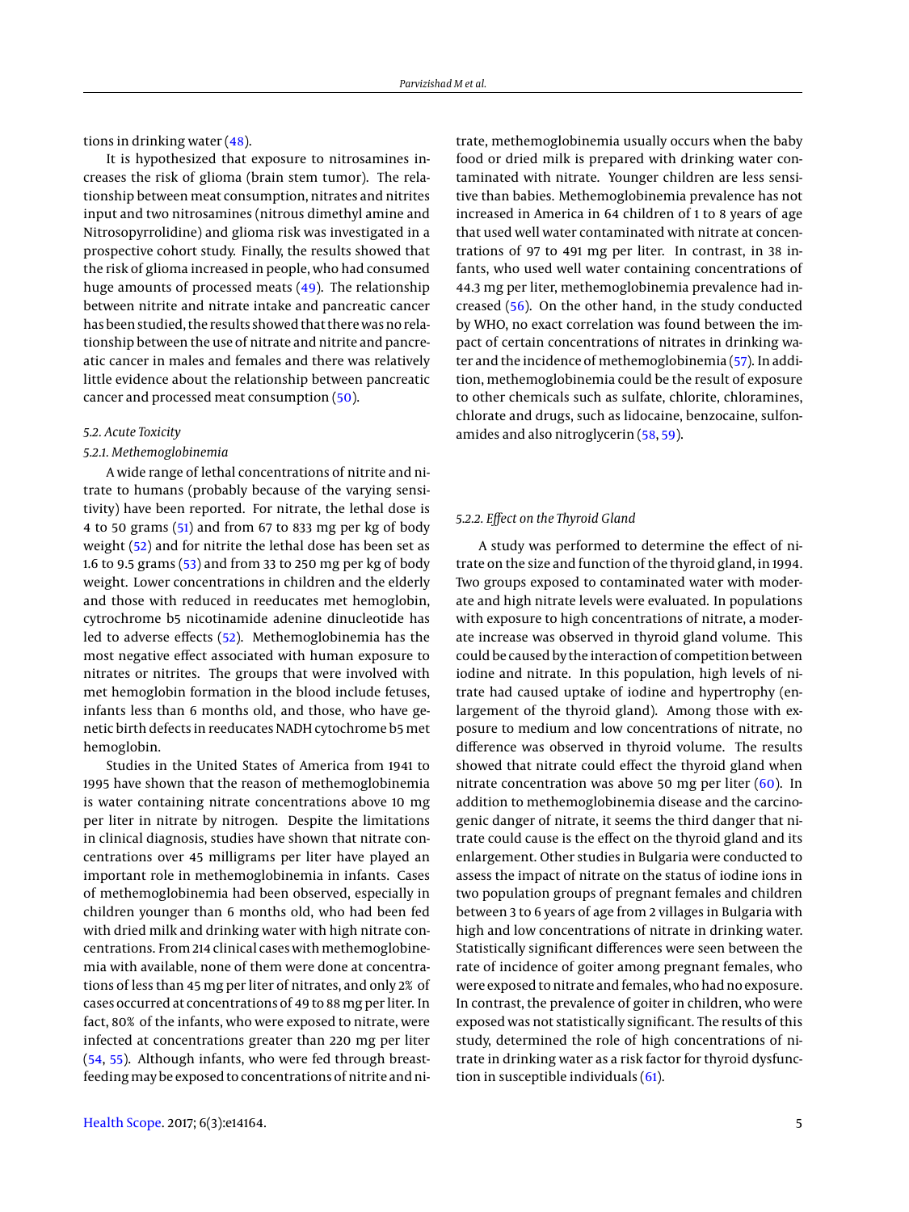tions in drinking water (48).

It is hypothesized that exposure to nitrosamines increases the risk of glioma (brain stem tumor). The relationship between meat consumption, nitrates and nitrites input and two nitrosamines (nitrous dimethyl amine and Nitrosopyrrolidine) and glioma risk was investigated in a prospective cohort study. Finally, the results showed that the risk of glioma increased in people, who had consumed huge amounts of processed meats (49). The relationship between nitrite and nitrate intake and pancreatic cancer has been studied, the results showed that there was no relationship between the use of nitrate and nitrite and pancreatic cancer in males and females and there was relatively little evidence about the relationship between pancreatic cancer and processed meat consumption (50).

### 5.2. Acute Toxicity

#### 5.2.1. Methemoglobinemia

A wide range of lethal concentrations of nitrite and nitrate to humans (probably because of the varying sensitivity) have been reported. For nitrate, the lethal dose is 4 to 50 grams (51) and from 67 to 833 mg per kg of body weight (52) and for nitrite the lethal dose has been set as 1.6 to 9.5 grams (53) and from 33 to 250 mg per kg of body weight. Lower concentrations in children and the elderly and those with reduced in reeducates met hemoglobin, cytrochrome b5 nicotinamide adenine dinucleotide has led to adverse effects (52). Methemoglobinemia has the most negative effect associated with human exposure to nitrates or nitrites. The groups that were involved with met hemoglobin formation in the blood include fetuses, infants less than 6 months old, and those, who have genetic birth defects in reeducates NADH cytochrome b5 met hemoglobin.

Studies in the United States of America from 1941 to 1995 have shown that the reason of methemoglobinemia is water containing nitrate concentrations above 10 mg per liter in nitrate by nitrogen. Despite the limitations in clinical diagnosis, studies have shown that nitrate concentrations over 45 milligrams per liter have played an important role in methemoglobinemia in infants. Cases of methemoglobinemia had been observed, especially in children younger than 6 months old, who had been fed with dried milk and drinking water with high nitrate concentrations. From 214 clinical cases with methemoglobinemia with available, none of them were done at concentrations of less than 45 mg per liter of nitrates, and only 2% of cases occurred at concentrations of 49 to 88 mg per liter. In fact, 80% of the infants, who were exposed to nitrate, were infected at concentrations greater than 220 mg per liter (54, 55). Although infants, who were fed through breastfeeding may be exposed to concentrations of nitrite and nitrate, methemoglobinemia usually occurs when the baby food or dried milk is prepared with drinking water contaminated with nitrate. Younger children are less sensitive than babies. Methemoglobinemia prevalence has not increased in America in 64 children of 1 to 8 years of age that used well water contaminated with nitrate at concentrations of 97 to 491 mg per liter. In contrast, in 38 infants, who used well water containing concentrations of 44.3 mg per liter, methemoglobinemia prevalence had increased (56). On the other hand, in the study conducted by WHO, no exact correlation was found between the impact of certain concentrations of nitrates in drinking water and the incidence of methemoglobinemia (57). In addition, methemoglobinemia could be the result of exposure to other chemicals such as sulfate, chlorite, chloramines, chlorate and drugs, such as lidocaine, benzocaine, sulfonamides and also nitroglycerin (58, 59).

#### 5.2.2. Effect on the Thyroid Gland

A study was performed to determine the effect of nitrate on the size and function of the thyroid gland, in 1994. Two groups exposed to contaminated water with moderate and high nitrate levels were evaluated. In populations with exposure to high concentrations of nitrate, a moderate increase was observed in thyroid gland volume. This could be caused by the interaction of competition between iodine and nitrate. In this population, high levels of nitrate had caused uptake of iodine and hypertrophy (enlargement of the thyroid gland). Among those with exposure to medium and low concentrations of nitrate, no difference was observed in thyroid volume. The results showed that nitrate could effect the thyroid gland when nitrate concentration was above 50 mg per liter (60). In addition to methemoglobinemia disease and the carcinogenic danger of nitrate, it seems the third danger that nitrate could cause is the effect on the thyroid gland and its enlargement. Other studies in Bulgaria were conducted to assess the impact of nitrate on the status of iodine ions in two population groups of pregnant females and children between 3 to 6 years of age from 2 villages in Bulgaria with high and low concentrations of nitrate in drinking water. Statistically significant differences were seen between the rate of incidence of goiter among pregnant females, who were exposed to nitrate and females, who had no exposure. In contrast, the prevalence of goiter in children, who were exposed was not statistically significant. The results of this study, determined the role of high concentrations of nitrate in drinking water as a risk factor for thyroid dysfunction in susceptible individuals (61).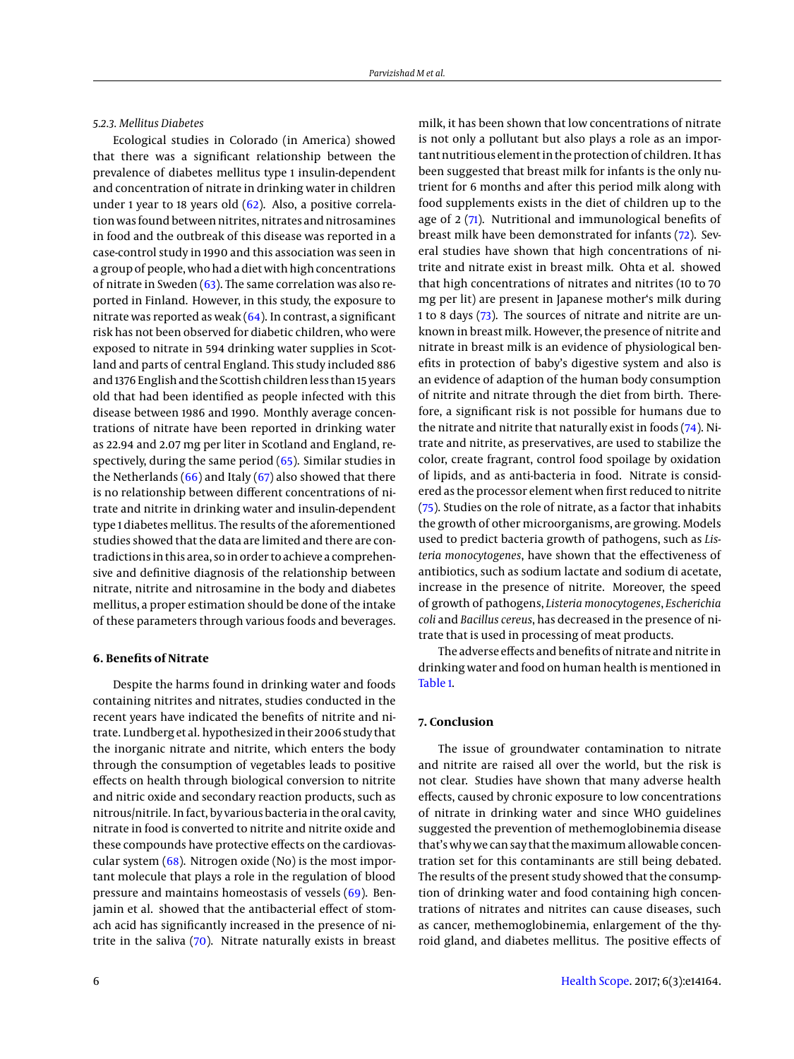#### 5.2.3. Mellitus Diabetes

Ecological studies in Colorado (in America) showed that there was a significant relationship between the prevalence of diabetes mellitus type 1 insulin-dependent and concentration of nitrate in drinking water in children under 1 year to 18 years old (62). Also, a positive correlation was found between nitrites, nitrates and nitrosamines in food and the outbreak of this disease was reported in a case-control study in 1990 and this association was seen in a group of people, who had a diet with high concentrations of nitrate in Sweden (63). The same correlation was also reported in Finland. However, in this study, the exposure to nitrate was reported as weak (64). In contrast, a significant risk has not been observed for diabetic children, who were exposed to nitrate in 594 drinking water supplies in Scotland and parts of central England. This study included 886 and 1376 English and the Scottish children less than 15 years old that had been identified as people infected with this disease between 1986 and 1990. Monthly average concentrations of nitrate have been reported in drinking water as 22.94 and 2.07 mg per liter in Scotland and England, respectively, during the same period (65). Similar studies in the Netherlands (66) and Italy (67) also showed that there is no relationship between different concentrations of nitrate and nitrite in drinking water and insulin-dependent type 1 diabetes mellitus. The results of the aforementioned studies showed that the data are limited and there are contradictions in this area, so in order to achieve a comprehensive and definitive diagnosis of the relationship between nitrate, nitrite and nitrosamine in the body and diabetes mellitus, a proper estimation should be done of the intake of these parameters through various foods and beverages.

## 6. Benefits of Nitrate

Despite the harms found in drinking water and foods containing nitrites and nitrates, studies conducted in the recent years have indicated the benefits of nitrite and nitrate. Lundberg et al. hypothesized in their 2006 study that the inorganic nitrate and nitrite, which enters the body through the consumption of vegetables leads to positive effects on health through biological conversion to nitrite and nitric oxide and secondary reaction products, such as nitrous/nitrile. In fact, by various bacteria in the oral cavity, nitrate in food is converted to nitrite and nitrite oxide and these compounds have protective effects on the cardiovascular system (68). Nitrogen oxide (No) is the most important molecule that plays a role in the regulation of blood pressure and maintains homeostasis of vessels (69). Benjamin et al. showed that the antibacterial effect of stomach acid has significantly increased in the presence of nitrite in the saliva (70). Nitrate naturally exists in breast milk, it has been shown that low concentrations of nitrate is not only a pollutant but also plays a role as an important nutritious element in the protection of children. It has been suggested that breast milk for infants is the only nutrient for 6 months and after this period milk along with food supplements exists in the diet of children up to the age of 2 (71). Nutritional and immunological benefits of breast milk have been demonstrated for infants (72). Several studies have shown that high concentrations of nitrite and nitrate exist in breast milk. Ohta et al. showed that high concentrations of nitrates and nitrites (10 to 70 mg per lit) are present in Japanese mother's milk during 1 to 8 days (73). The sources of nitrate and nitrite are unknown in breast milk. However, the presence of nitrite and nitrate in breast milk is an evidence of physiological benefits in protection of baby's digestive system and also is an evidence of adaption of the human body consumption of nitrite and nitrate through the diet from birth. Therefore, a significant risk is not possible for humans due to the nitrate and nitrite that naturally exist in foods (74). Nitrate and nitrite, as preservatives, are used to stabilize the color, create fragrant, control food spoilage by oxidation of lipids, and as anti-bacteria in food. Nitrate is considered as the processor element when first reduced to nitrite (75). Studies on the role of nitrate, as a factor that inhabits the growth of other microorganisms, are growing. Models used to predict bacteria growth of pathogens, such as *Listeria monocytogenes*, have shown that the effectiveness of antibiotics, such as sodium lactate and sodium di acetate, increase in the presence of nitrite. Moreover, the speed of growth of pathogens, *Listeria monocytogenes*, *Escherichia coli* and *Bacillus cereus*, has decreased in the presence of nitrate that is used in processing of meat products.

The adverse effects and benefits of nitrate and nitrite in drinking water and food on human health is mentioned in Table 1.

## 7. Conclusion

The issue of groundwater contamination to nitrate and nitrite are raised all over the world, but the risk is not clear. Studies have shown that many adverse health effects, caused by chronic exposure to low concentrations of nitrate in drinking water and since WHO guidelines suggested the prevention of methemoglobinemia disease that's why we can say that the maximum allowable concentration set for this contaminants are still being debated. The results of the present study showed that the consumption of drinking water and food containing high concentrations of nitrates and nitrites can cause diseases, such as cancer, methemoglobinemia, enlargement of the thyroid gland, and diabetes mellitus. The positive effects of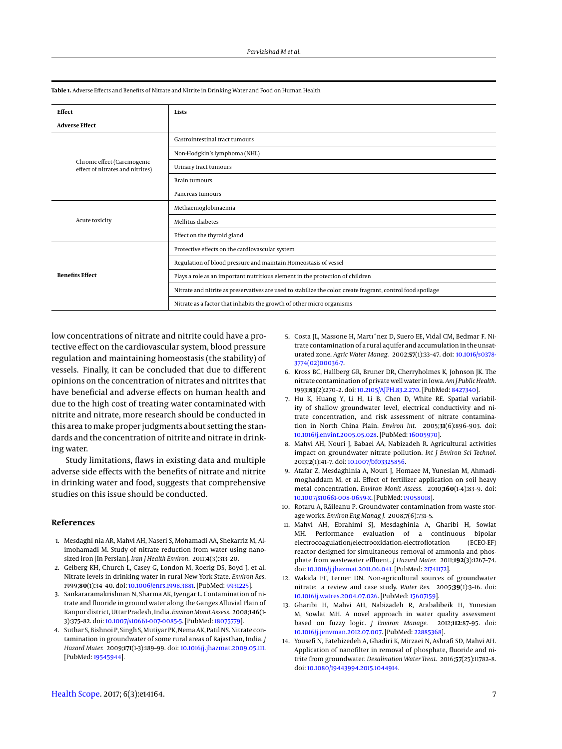**Table 1.** Adverse Effects and Benefits of Nitrate and Nitrite in Drinking Water and Food on Human Health

| Effect | Lists |
|---|---|
| **Adverse Effect** | |
| Chronic effect (Carcinogenic effect of nitrates and nitrites) | Gastrointestinal tract tumours |
| | Non-Hodgkin's lymphoma (NHL) |
| | Urinary tract tumours |
| | Brain tumours |
| | Pancreas tumours |
| Acute toxicity | Methaemoglobinaemia |
| | Mellitus diabetes |
| | Effect on the thyroid gland |
| **Benefits Effect** | Protective effects on the cardiovascular system |
| | Regulation of blood pressure and maintain Homeostasis of vessel |
| | Plays a role as an important nutritious element in the protection of children |
| | Nitrate and nitrite as preservatives are used to stabilize the color, create fragrant, control food spoilage |
| | Nitrate as a factor that inhabits the growth of other micro organisms |

low concentrations of nitrate and nitrite could have a protective effect on the cardiovascular system, blood pressure regulation and maintaining homeostasis (the stability) of vessels. Finally, it can be concluded that due to different opinions on the concentration of nitrates and nitrites that have beneficial and adverse effects on human health and due to the high cost of treating water contaminated with nitrite and nitrate, more research should be conducted in this area to make proper judgments about setting the standards and the concentration of nitrite and nitrate in drinking water.

Study limitations, flaws in existing data and multiple adverse side effects with the benefits of nitrate and nitrite in drinking water and food, suggests that comprehensive studies on this issue should be conducted.

## References

1. Mesdaghi nia AR, Mahvi AH, Naseri S, Mohamadi AA, Shekarriz M, Alimohamadi M. Study of nitrate reduction from water using nanosized iron [In Persian]. *Iran J Health Environ.* 2011;**4**(3):313–20.
2. Gelberg KH, Church L, Casey G, London M, Roerig DS, Boyd J, et al. Nitrate levels in drinking water in rural New York State. *Environ Res.* 1999;**80**(1):34–40. doi: 10.1006/enrs.1998.3881. [PubMed: 9931225].
3. Sankararamakrishnan N, Sharma AK, Iyengar L. Contamination of nitrate and fluoride in ground water along the Ganges Alluvial Plain of Kanpur district, Uttar Pradesh, India. *Environ Monit Assess.* 2008;**146**(1-3):375–82. doi: 10.1007/s10661-007-0085-5. [PubMed: 18075779].
4. Suthar S, Bishnoi P, Singh S, Mutiyar PK, Nema AK, Patil NS. Nitrate contamination in groundwater of some rural areas of Rajasthan, India. *J Hazard Mater.* 2009;**171**(1-3):189–99. doi: 10.1016/j.jhazmat.2009.05.111. [PubMed: 19545944].
5. Costa JL, Massone H, Martı´nez D, Suero EE, Vidal CM, Bedmar F. Nitrate contamination of a rural aquifer and accumulation in the unsaturated zone. *Agric Water Manag.* 2002;**57**(1):33–47. doi: 10.1016/s0378-3774(02)00036-7.
6. Kross BC, Hallberg GR, Bruner DR, Cherryholmes K, Johnson JK. The nitrate contamination of private well water in Iowa. *Am J Public Health.* 1993;**83**(2):270–2. doi: 10.2105/AJPH.83.2.270. [PubMed: 8427340].
7. Hu K, Huang Y, Li H, Li B, Chen D, White RE. Spatial variability of shallow groundwater level, electrical conductivity and nitrate concentration, and risk assessment of nitrate contamination in North China Plain. *Environ Int.* 2005;**31**(6):896–903. doi: 10.1016/j.envint.2005.05.028. [PubMed: 16005970].
8. Mahvi AH, Nouri J, Babaei AA, Nabizadeh R. Agricultural activities impact on groundwater nitrate pollution. *Int J Environ Sci Technol.* 2013;**2**(1):41–7. doi: 10.1007/bf03325856.
9. Atafar Z, Mesdaghinia A, Nouri J, Homaee M, Yunesian M, Ahmadimoghaddam M, et al. Effect of fertilizer application on soil heavy metal concentration. *Environ Monit Assess.* 2010;**160**(1-4):83–9. doi: 10.1007/s10661-008-0659-x. [PubMed: 19058018].
10. Rotaru A, Răileanu P. Groundwater contamination from waste storage works. *Environ Eng Manag J.* 2008;**7**(6):731–5.
11. Mahvi AH, Ebrahimi SJ, Mesdaghinia A, Gharibi H, Sowlat MH. Performance evaluation of a continuous bipolar electrocoagulation/electrooxidation-electroflotation (ECEO-EF) reactor designed for simultaneous removal of ammonia and phosphate from wastewater effluent. *J Hazard Mater.* 2011;**192**(3):1267–74. doi: 10.1016/j.jhazmat.2011.06.041. [PubMed: 21741172].
12. Wakida FT, Lerner DN. Non-agricultural sources of groundwater nitrate: a review and case study. *Water Res.* 2005;**39**(1):3–16. doi: 10.1016/j.watres.2004.07.026. [PubMed: 15607159].
13. Gharibi H, Mahvi AH, Nabizadeh R, Arabalibeik H, Yunesian M, Sowlat MH. A novel approach in water quality assessment based on fuzzy logic. *J Environ Manage.* 2012;**112**:87–95. doi: 10.1016/j.jenvman.2012.07.007. [PubMed: 22885368].
14. Yousefi N, Fatehizedeh A, Ghadiri K, Mirzaei N, Ashrafi SD, Mahvi AH. Application of nanofilter in removal of phosphate, fluoride and nitrite from groundwater. *Desalination Water Treat.* 2016;**57**(25):11782–8. doi: 10.1080/19443994.2015.1044914.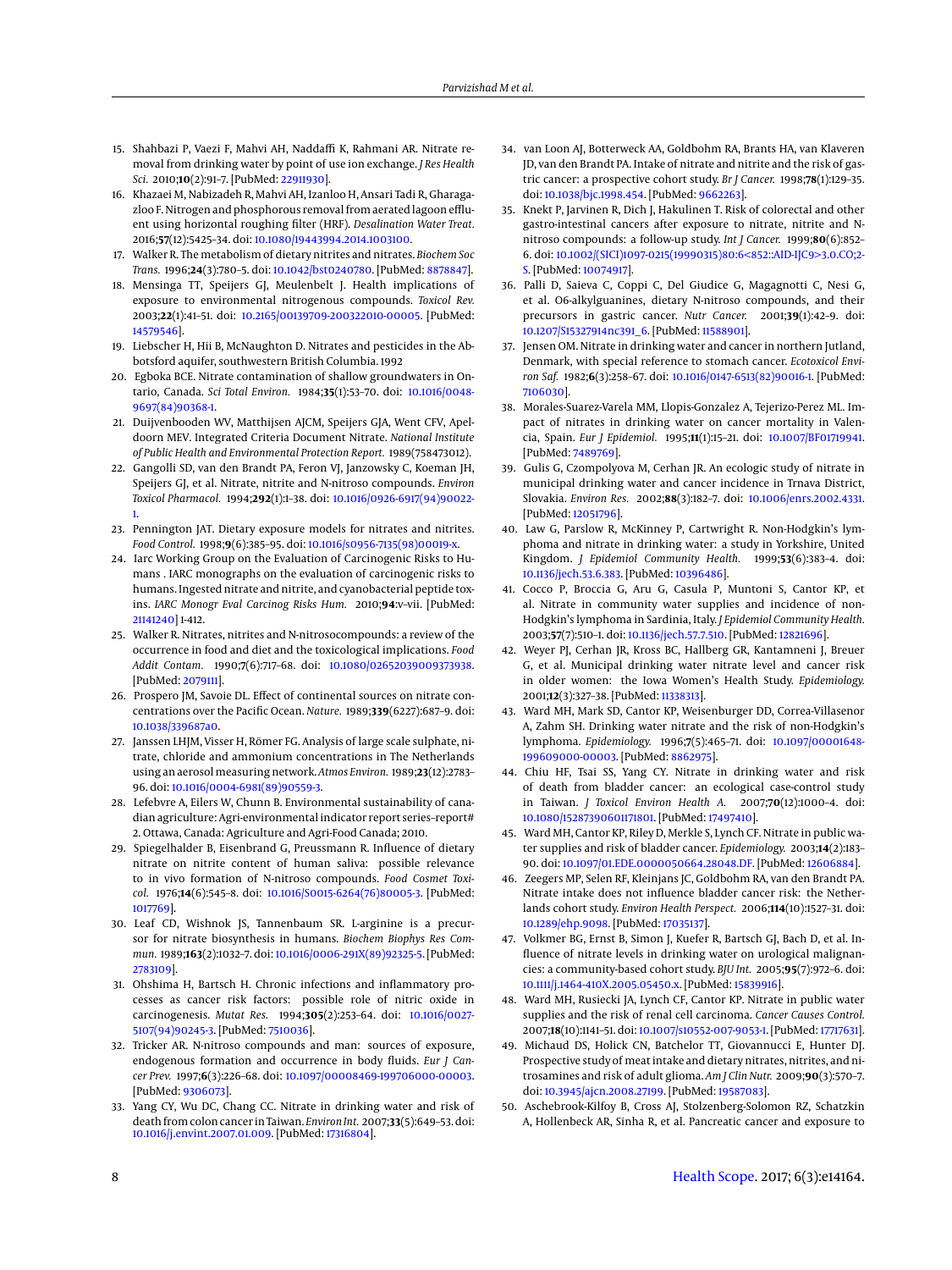15. Shahbazi P, Vaezi F, Mahvi AH, Naddaffi K, Rahmani AR. Nitrate removal from drinking water by point of use ion exchange. *J Res Health Sci.* 2010;**10**(2):91–7. [PubMed: 22911930].
16. Khazaei M, Nabizadeh R, Mahvi AH, Izanloo H, Ansari Tadi R, Gharagazloo F. Nitrogen and phosphorous removal from aerated lagoon effluent using horizontal roughing filter (HRF). *Desalination Water Treat.* 2016;**57**(12):5425–34. doi: 10.1080/19443994.2014.1003100.
17. Walker R. The metabolism of dietary nitrites and nitrates. *Biochem Soc Trans.* 1996;**24**(3):780–5. doi: 10.1042/bst0240780. [PubMed: 8878847].
18. Mensinga TT, Speijers GJ, Meulenbelt J. Health implications of exposure to environmental nitrogenous compounds. *Toxicol Rev.* 2003;**22**(1):41–51. doi: 10.2165/00139709-200322010-00005. [PubMed: 14579546].
19. Liebscher H, Hii B, McNaughton D. Nitrates and pesticides in the Abbotsford aquifer, southwestern British Columbia. 1992
20. Egboka BCE. Nitrate contamination of shallow groundwaters in Ontario, Canada. *Sci Total Environ.* 1984;**35**(1):53–70. doi: 10.1016/0048-9697(84)90368-1.
21. Duijvenbooden WV, Matthijsen AJCM, Speijers GJA, Went CFV, Apeldoorn MEV. Integrated Criteria Document Nitrate. *National Institute of Public Health and Environmental Protection Report.* 1989(758473012).
22. Gangolli SD, van den Brandt PA, Feron VJ, Janzowsky C, Koeman JH, Speijers GJ, et al. Nitrate, nitrite and N-nitroso compounds. *Environ Toxicol Pharmacol.* 1994;**292**(1):1–38. doi: 10.1016/0926-6917(94)90022-1.
23. Pennington JAT. Dietary exposure models for nitrates and nitrites. *Food Control.* 1998;**9**(6):385–95. doi: 10.1016/s0956-7135(98)00019-x.
24. Iarc Working Group on the Evaluation of Carcinogenic Risks to Humans . IARC monographs on the evaluation of carcinogenic risks to humans. Ingested nitrate and nitrite, and cyanobacterial peptide toxins. *IARC Monogr Eval Carcinog Risks Hum.* 2010;**94**:v–vii. [PubMed: 21141240] 1-412.
25. Walker R. Nitrates, nitrites and N-nitrosocompounds: a review of the occurrence in food and diet and the toxicological implications. *Food Addit Contam.* 1990;**7**(6):717–68. doi: 10.1080/02652039009373938. [PubMed: 2079111].
26. Prospero JM, Savoie DL. Effect of continental sources on nitrate concentrations over the Pacific Ocean. *Nature.* 1989;**339**(6227):687–9. doi: 10.1038/339687a0.
27. Janssen LHJM, Visser H, Römer FG. Analysis of large scale sulphate, nitrate, chloride and ammonium concentrations in The Netherlands using an aerosol measuring network. *Atmos Environ.* 1989;**23**(12):2783–96. doi: 10.1016/0004-6981(89)90559-3.
28. Lefebvre A, Eilers W, Chunn B. Environmental sustainability of canadian agriculture: Agri-environmental indicator report series–report# 2. Ottawa, Canada: Agriculture and Agri-Food Canada; 2010.
29. Spiegelhalder B, Eisenbrand G, Preussmann R. Influence of dietary nitrate on nitrite content of human saliva: possible relevance to in vivo formation of N-nitroso compounds. *Food Cosmet Toxicol.* 1976;**14**(6):545–8. doi: 10.1016/S0015-6264(76)80005-3. [PubMed: 1017769].
30. Leaf CD, Wishnok JS, Tannenbaum SR. L-arginine is a precursor for nitrate biosynthesis in humans. *Biochem Biophys Res Commun.* 1989;**163**(2):1032–7. doi: 10.1016/0006-291X(89)92325-5. [PubMed: 2783109].
31. Ohshima H, Bartsch H. Chronic infections and inflammatory processes as cancer risk factors: possible role of nitric oxide in carcinogenesis. *Mutat Res.* 1994;**305**(2):253–64. doi: 10.1016/0027-5107(94)90245-3. [PubMed: 7510036].
32. Tricker AR. N-nitroso compounds and man: sources of exposure, endogenous formation and occurrence in body fluids. *Eur J Cancer Prev.* 1997;**6**(3):226–68. doi: 10.1097/00008469-199706000-00003. [PubMed: 9306073].
33. Yang CY, Wu DC, Chang CC. Nitrate in drinking water and risk of death from colon cancer in Taiwan. *Environ Int.* 2007;**33**(5):649–53. doi: 10.1016/j.envint.2007.01.009. [PubMed: 17316804].
34. van Loon AJ, Botterweck AA, Goldbohm RA, Brants HA, van Klaveren JD, van den Brandt PA. Intake of nitrate and nitrite and the risk of gastric cancer: a prospective cohort study. *Br J Cancer.* 1998;**78**(1):129–35. doi: 10.1038/bjc.1998.454. [PubMed: 9662263].
35. Knekt P, Jarvinen R, Dich J, Hakulinen T. Risk of colorectal and other gastro-intestinal cancers after exposure to nitrate, nitrite and N-nitroso compounds: a follow-up study. *Int J Cancer.* 1999;**80**(6):852–6. doi: 10.1002/(SICI)1097-0215(19990315)80:6<852::AID-IJC9>3.0.CO;2-S. [PubMed: 10074917].
36. Palli D, Saieva C, Coppi C, Del Giudice G, Magagnotti C, Nesi G, et al. O6-alkylguanines, dietary N-nitroso compounds, and their precursors in gastric cancer. *Nutr Cancer.* 2001;**39**(1):42–9. doi: 10.1207/S15327914nc391_6. [PubMed: 11588901].
37. Jensen OM. Nitrate in drinking water and cancer in northern Jutland, Denmark, with special reference to stomach cancer. *Ecotoxicol Environ Saf.* 1982;**6**(3):258–67. doi: 10.1016/0147-6513(82)90016-1. [PubMed: 7106030].
38. Morales-Suarez-Varela MM, Llopis-Gonzalez A, Tejerizo-Perez ML. Impact of nitrates in drinking water on cancer mortality in Valencia, Spain. *Eur J Epidemiol.* 1995;**11**(1):15–21. doi: 10.1007/BF01719941. [PubMed: 7489769].
39. Gulis G, Czompolyova M, Cerhan JR. An ecologic study of nitrate in municipal drinking water and cancer incidence in Trnava District, Slovakia. *Environ Res.* 2002;**88**(3):182–7. doi: 10.1006/enrs.2002.4331. [PubMed: 12051796].
40. Law G, Parslow R, McKinney P, Cartwright R. Non-Hodgkin's lymphoma and nitrate in drinking water: a study in Yorkshire, United Kingdom. *J Epidemiol Community Health.* 1999;**53**(6):383–4. doi: 10.1136/jech.53.6.383. [PubMed: 10396486].
41. Cocco P, Broccia G, Aru G, Casula P, Muntoni S, Cantor KP, et al. Nitrate in community water supplies and incidence of non-Hodgkin's lymphoma in Sardinia, Italy. *J Epidemiol Community Health.* 2003;**57**(7):510–1. doi: 10.1136/jech.57.7.510. [PubMed: 12821696].
42. Weyer PJ, Cerhan JR, Kross BC, Hallberg GR, Kantamneni J, Breuer G, et al. Municipal drinking water nitrate level and cancer risk in older women: the Iowa Women's Health Study. *Epidemiology.* 2001;**12**(3):327–38. [PubMed: 11338313].
43. Ward MH, Mark SD, Cantor KP, Weisenburger DD, Correa-Villasenor A, Zahm SH. Drinking water nitrate and the risk of non-Hodgkin's lymphoma. *Epidemiology.* 1996;**7**(5):465–71. doi: 10.1097/00001648-199609000-00003. [PubMed: 8862975].
44. Chiu HF, Tsai SS, Yang CY. Nitrate in drinking water and risk of death from bladder cancer: an ecological case-control study in Taiwan. *J Toxicol Environ Health A.* 2007;**70**(12):1000–4. doi: 10.1080/15287390601171801. [PubMed: 17497410].
45. Ward MH, Cantor KP, Riley D, Merkle S, Lynch CF. Nitrate in public water supplies and risk of bladder cancer. *Epidemiology.* 2003;**14**(2):183–90. doi: 10.1097/01.EDE.0000050664.28048.DF. [PubMed: 12606884].
46. Zeegers MP, Selen RF, Kleinjans JC, Goldbohm RA, van den Brandt PA. Nitrate intake does not influence bladder cancer risk: the Netherlands cohort study. *Environ Health Perspect.* 2006;**114**(10):1527–31. doi: 10.1289/ehp.9098. [PubMed: 17035137].
47. Volkmer BG, Ernst B, Simon J, Kuefer R, Bartsch GJ, Bach D, et al. Influence of nitrate levels in drinking water on urological malignancies: a community-based cohort study. *BJU Int.* 2005;**95**(7):972–6. doi: 10.1111/j.1464-410X.2005.05450.x. [PubMed: 15839916].
48. Ward MH, Rusiecki JA, Lynch CF, Cantor KP. Nitrate in public water supplies and the risk of renal cell carcinoma. *Cancer Causes Control.* 2007;**18**(10):1141–51. doi: 10.1007/s10552-007-9053-1. [PubMed: 17717631].
49. Michaud DS, Holick CN, Batchelor TT, Giovannucci E, Hunter DJ. Prospective study of meat intake and dietary nitrates, nitrites, and nitrosamines and risk of adult glioma. *Am J Clin Nutr.* 2009;**90**(3):570–7. doi: 10.3945/ajcn.2008.27199. [PubMed: 19587083].
50. Aschebrook-Kilfoy B, Cross AJ, Stolzenberg-Solomon RZ, Schatzkin A, Hollenbeck AR, Sinha R, et al. Pancreatic cancer and exposure to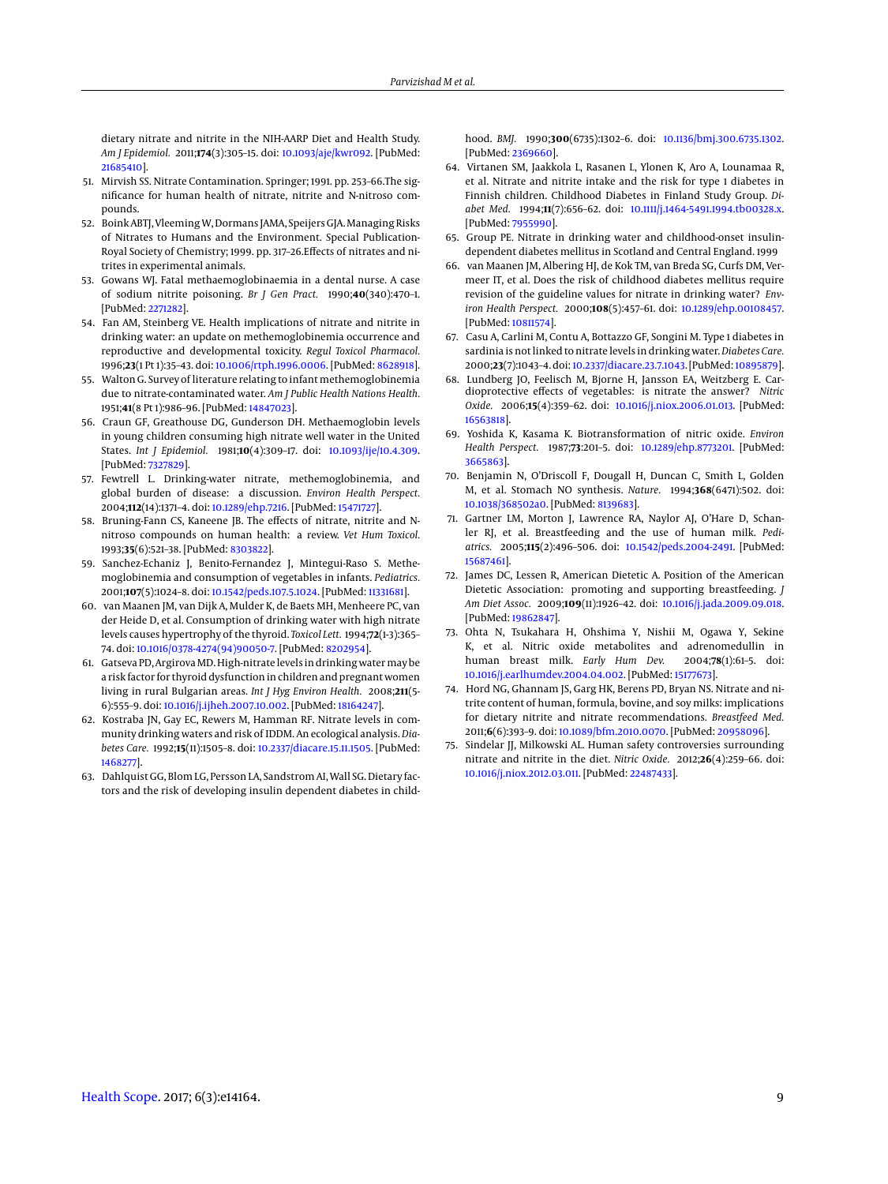dietary nitrate and nitrite in the NIH-AARP Diet and Health Study. *Am J Epidemiol.* 2011;**174**(3):305–15. doi: 10.1093/aje/kwr092. [PubMed: 21685410].

51. Mirvish SS. Nitrate Contamination. Springer; 1991. pp. 253–66.The significance for human health of nitrate, nitrite and N-nitroso compounds.
52. Boink ABTJ, Vleeming W, Dormans JAMA, Speijers GJA. Managing Risks of Nitrates to Humans and the Environment. Special Publication-Royal Society of Chemistry; 1999. pp. 317–26.Effects of nitrates and nitrites in experimental animals.
53. Gowans WJ. Fatal methaemoglobinaemia in a dental nurse. A case of sodium nitrite poisoning. *Br J Gen Pract.* 1990;**40**(340):470–1. [PubMed: 2271282].
54. Fan AM, Steinberg VE. Health implications of nitrate and nitrite in drinking water: an update on methemoglobinemia occurrence and reproductive and developmental toxicity. *Regul Toxicol Pharmacol.* 1996;**23**(1 Pt 1):35–43. doi: 10.1006/rtph.1996.0006. [PubMed: 8628918].
55. Walton G. Survey of literature relating to infant methemoglobinemia due to nitrate-contaminated water. *Am J Public Health Nations Health.* 1951;**41**(8 Pt 1):986–96. [PubMed: 14847023].
56. Craun GF, Greathouse DG, Gunderson DH. Methaemoglobin levels in young children consuming high nitrate well water in the United States. *Int J Epidemiol.* 1981;**10**(4):309–17. doi: 10.1093/ije/10.4.309. [PubMed: 7327829].
57. Fewtrell L. Drinking-water nitrate, methemoglobinemia, and global burden of disease: a discussion. *Environ Health Perspect.* 2004;**112**(14):1371–4. doi: 10.1289/ehp.7216. [PubMed: 15471727].
58. Bruning-Fann CS, Kaneene JB. The effects of nitrate, nitrite and N-nitroso compounds on human health: a review. *Vet Hum Toxicol.* 1993;**35**(6):521–38. [PubMed: 8303822].
59. Sanchez-Echaniz J, Benito-Fernandez J, Mintegui-Raso S. Methemoglobinemia and consumption of vegetables in infants. *Pediatrics.* 2001;**107**(5):1024–8. doi: 10.1542/peds.107.5.1024. [PubMed: 11331681].
60. van Maanen JM, van Dijk A, Mulder K, de Baets MH, Menheere PC, van der Heide D, et al. Consumption of drinking water with high nitrate levels causes hypertrophy of the thyroid. *Toxicol Lett.* 1994;**72**(1-3):365–74. doi: 10.1016/0378-4274(94)90050-7. [PubMed: 8202954].
61. Gatseva PD, Argirova MD. High-nitrate levels in drinking water may be a risk factor for thyroid dysfunction in children and pregnant women living in rural Bulgarian areas. *Int J Hyg Environ Health.* 2008;**211**(5-6):555–9. doi: 10.1016/j.ijheh.2007.10.002. [PubMed: 18164247].
62. Kostraba JN, Gay EC, Rewers M, Hamman RF. Nitrate levels in community drinking waters and risk of IDDM. An ecological analysis. *Diabetes Care.* 1992;**15**(11):1505–8. doi: 10.2337/diacare.15.11.1505. [PubMed: 1468277].
63. Dahlquist GG, Blom LG, Persson LA, Sandstrom AI, Wall SG. Dietary factors and the risk of developing insulin dependent diabetes in childhood. *BMJ.* 1990;**300**(6735):1302–6. doi: 10.1136/bmj.300.6735.1302. [PubMed: 2369660].
64. Virtanen SM, Jaakkola L, Rasanen L, Ylonen K, Aro A, Lounamaa R, et al. Nitrate and nitrite intake and the risk for type 1 diabetes in Finnish children. Childhood Diabetes in Finland Study Group. *Diabet Med.* 1994;**11**(7):656–62. doi: 10.1111/j.1464-5491.1994.tb00328.x. [PubMed: 7955990].
65. Group PE. Nitrate in drinking water and childhood-onset insulin-dependent diabetes mellitus in Scotland and Central England. 1999
66. van Maanen JM, Albering HJ, de Kok TM, van Breda SG, Curfs DM, Vermeer IT, et al. Does the risk of childhood diabetes mellitus require revision of the guideline values for nitrate in drinking water? *Environ Health Perspect.* 2000;**108**(5):457–61. doi: 10.1289/ehp.00108457. [PubMed: 10811574].
67. Casu A, Carlini M, Contu A, Bottazzo GF, Songini M. Type 1 diabetes in sardinia is not linked to nitrate levels in drinking water. *Diabetes Care.* 2000;**23**(7):1043–4. doi: 10.2337/diacare.23.7.1043. [PubMed: 10895879].
68. Lundberg JO, Feelisch M, Bjorne H, Jansson EA, Weitzberg E. Cardioprotective effects of vegetables: is nitrate the answer? *Nitric Oxide.* 2006;**15**(4):359–62. doi: 10.1016/j.niox.2006.01.013. [PubMed: 16563818].
69. Yoshida K, Kasama K. Biotransformation of nitric oxide. *Environ Health Perspect.* 1987;**73**:201–5. doi: 10.1289/ehp.8773201. [PubMed: 3665863].
70. Benjamin N, O'Driscoll F, Dougall H, Duncan C, Smith L, Golden M, et al. Stomach NO synthesis. *Nature.* 1994;**368**(6471):502. doi: 10.1038/368502a0. [PubMed: 8139683].
71. Gartner LM, Morton J, Lawrence RA, Naylor AJ, O'Hare D, Schanler RJ, et al. Breastfeeding and the use of human milk. *Pediatrics.* 2005;**115**(2):496–506. doi: 10.1542/peds.2004-2491. [PubMed: 15687461].
72. James DC, Lessen R, American Dietetic A. Position of the American Dietetic Association: promoting and supporting breastfeeding. *J Am Diet Assoc.* 2009;**109**(11):1926–42. doi: 10.1016/j.jada.2009.09.018. [PubMed: 19862847].
73. Ohta N, Tsukahara H, Ohshima Y, Nishii M, Ogawa Y, Sekine K, et al. Nitric oxide metabolites and adrenomedullin in human breast milk. *Early Hum Dev.* 2004;**78**(1):61–5. doi: 10.1016/j.earlhumdev.2004.04.002. [PubMed: 15177673].
74. Hord NG, Ghannam JS, Garg HK, Berens PD, Bryan NS. Nitrate and nitrite content of human, formula, bovine, and soy milks: implications for dietary nitrite and nitrate recommendations. *Breastfeed Med.* 2011;**6**(6):393–9. doi: 10.1089/bfm.2010.0070. [PubMed: 20958096].
75. Sindelar JJ, Milkowski AL. Human safety controversies surrounding nitrate and nitrite in the diet. *Nitric Oxide.* 2012;**26**(4):259–66. doi: 10.1016/j.niox.2012.03.011. [PubMed: 22487433].